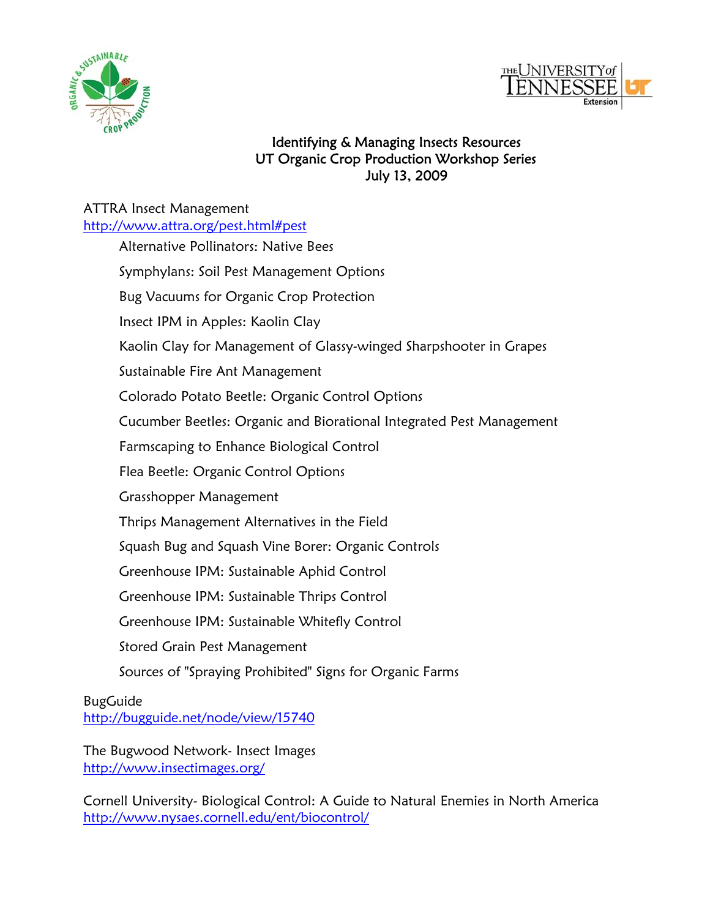# Identifying & Managing Insects Resources
## UT Organic Crop Production Workshop Series
### July 13, 2009

ATTRA Insect Management
http://www.attra.org/pest.html#pest

- Alternative Pollinators: Native Bees
- Symphylans: Soil Pest Management Options
- Bug Vacuums for Organic Crop Protection
- Insect IPM in Apples: Kaolin Clay
- Kaolin Clay for Management of Glassy-winged Sharpshooter in Grapes
- Sustainable Fire Ant Management
- Colorado Potato Beetle: Organic Control Options
- Cucumber Beetles: Organic and Biorational Integrated Pest Management
- Farmscaping to Enhance Biological Control
- Flea Beetle: Organic Control Options
- Grasshopper Management
- Thrips Management Alternatives in the Field
- Squash Bug and Squash Vine Borer: Organic Controls
- Greenhouse IPM: Sustainable Aphid Control
- Greenhouse IPM: Sustainable Thrips Control
- Greenhouse IPM: Sustainable Whitefly Control
- Stored Grain Pest Management
- Sources of "Spraying Prohibited" Signs for Organic Farms

BugGuide
http://bugguide.net/node/view/15740

The Bugwood Network- Insect Images
http://www.insectimages.org/

Cornell University- Biological Control: A Guide to Natural Enemies in North America
http://www.nysaes.cornell.edu/ent/biocontrol/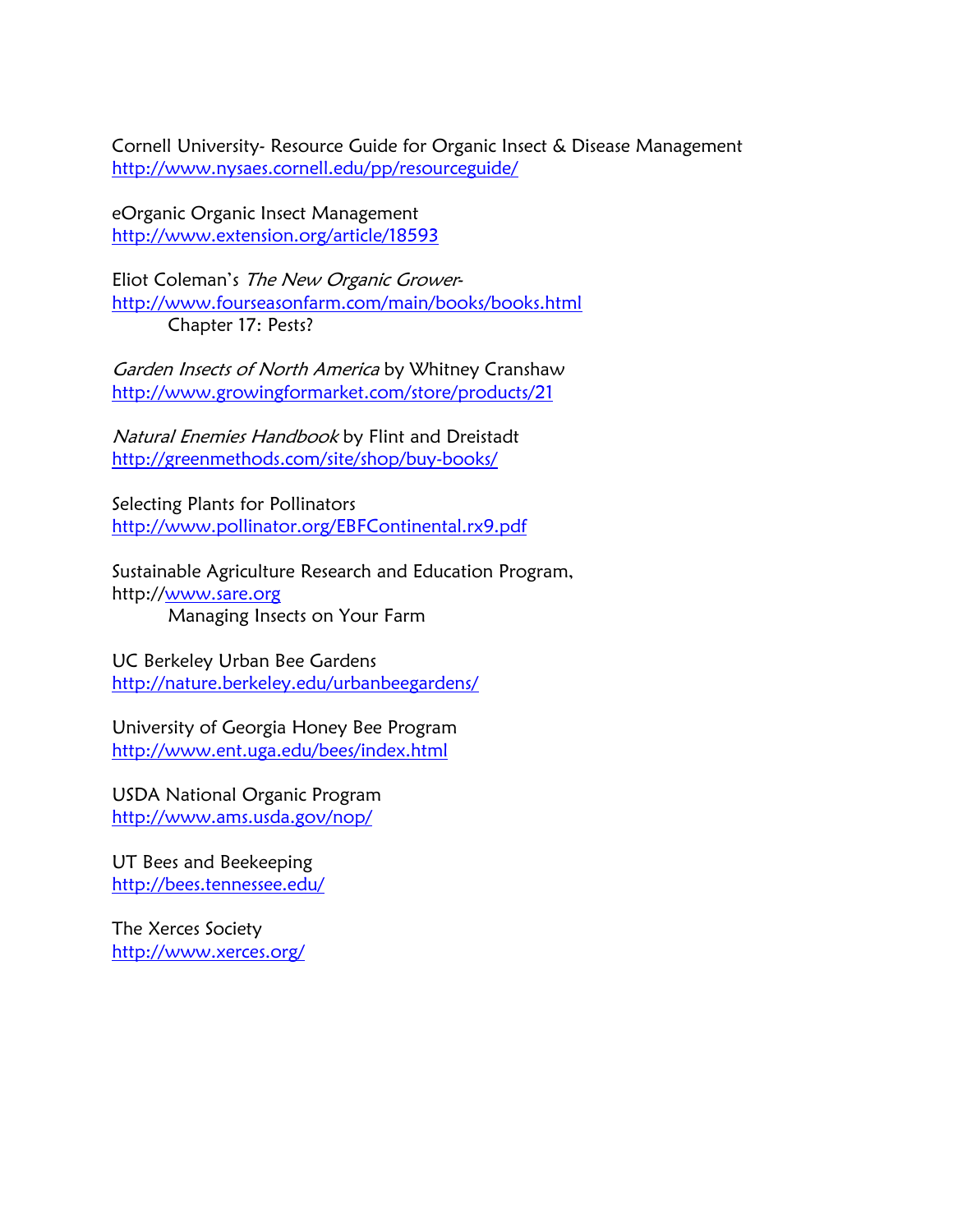Cornell University- Resource Guide for Organic Insect & Disease Management
http://www.nysaes.cornell.edu/pp/resourceguide/

eOrganic Organic Insect Management
http://www.extension.org/article/18593

Eliot Coleman's *The New Organic Grower*-
http://www.fourseasonfarm.com/main/books/books.html
    Chapter 17: Pests?

*Garden Insects of North America* by Whitney Cranshaw
http://www.growingformarket.com/store/products/21

*Natural Enemies Handbook* by Flint and Dreistadt
http://greenmethods.com/site/shop/buy-books/

Selecting Plants for Pollinators
http://www.pollinator.org/EBFContinental.rx9.pdf

Sustainable Agriculture Research and Education Program,
http://www.sare.org
    Managing Insects on Your Farm

UC Berkeley Urban Bee Gardens
http://nature.berkeley.edu/urbanbeegardens/

University of Georgia Honey Bee Program
http://www.ent.uga.edu/bees/index.html

USDA National Organic Program
http://www.ams.usda.gov/nop/

UT Bees and Beekeeping
http://bees.tennessee.edu/

The Xerces Society
http://www.xerces.org/